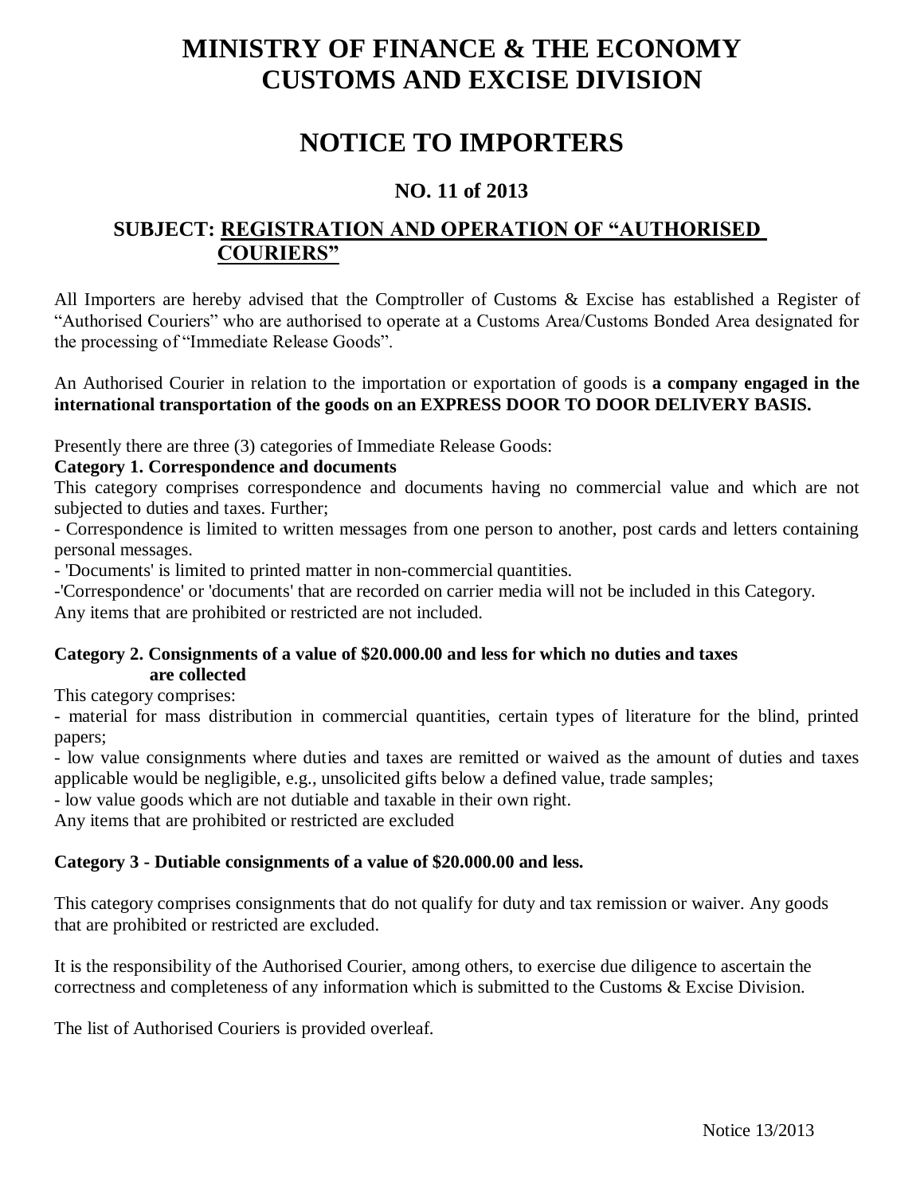# MINISTRY OF FINANCE & THE ECONOMY CUSTOMS AND EXCISE DIVISION

# NOTICE TO IMPORTERS

## NO. 11 of 2013

### SUBJECT: REGISTRATION AND OPERATION OF "AUTHORISED COURIERS"

All Importers are hereby advised that the Comptroller of Customs & Excise has established a Register of "Authorised Couriers" who are authorised to operate at a Customs Area/Customs Bonded Area designated for the processing of "Immediate Release Goods".

An Authorised Courier in relation to the importation or exportation of goods is **a company engaged in the international transportation of the goods on an EXPRESS DOOR TO DOOR DELIVERY BASIS.**

Presently there are three (3) categories of Immediate Release Goods:

**Category 1. Correspondence and documents**

This category comprises correspondence and documents having no commercial value and which are not subjected to duties and taxes. Further;

- Correspondence is limited to written messages from one person to another, post cards and letters containing personal messages.
- 'Documents' is limited to printed matter in non-commercial quantities.
- 'Correspondence' or 'documents' that are recorded on carrier media will not be included in this Category.

Any items that are prohibited or restricted are not included.

**Category 2. Consignments of a value of $20.000.00 and less for which no duties and taxes are collected**

This category comprises:

- material for mass distribution in commercial quantities, certain types of literature for the blind, printed papers;
- low value consignments where duties and taxes are remitted or waived as the amount of duties and taxes applicable would be negligible, e.g., unsolicited gifts below a defined value, trade samples;
- low value goods which are not dutiable and taxable in their own right.

Any items that are prohibited or restricted are excluded

**Category 3 - Dutiable consignments of a value of $20.000.00 and less.**

This category comprises consignments that do not qualify for duty and tax remission or waiver. Any goods that are prohibited or restricted are excluded.

It is the responsibility of the Authorised Courier, among others, to exercise due diligence to ascertain the correctness and completeness of any information which is submitted to the Customs & Excise Division.

The list of Authorised Couriers is provided overleaf.

Notice 13/2013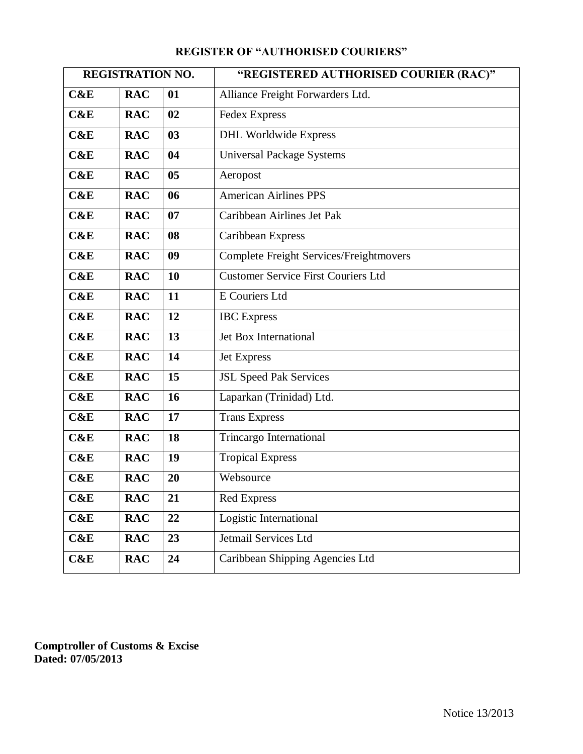## REGISTER OF "AUTHORISED COURIERS"

| REGISTRATION NO. | | | "REGISTERED AUTHORISED COURIER (RAC)" |
|---|---|---|---|
| C&E | RAC | 01 | Alliance Freight Forwarders Ltd. |
| C&E | RAC | 02 | Fedex Express |
| C&E | RAC | 03 | DHL Worldwide Express |
| C&E | RAC | 04 | Universal Package Systems |
| C&E | RAC | 05 | Aeropost |
| C&E | RAC | 06 | American Airlines PPS |
| C&E | RAC | 07 | Caribbean Airlines Jet Pak |
| C&E | RAC | 08 | Caribbean Express |
| C&E | RAC | 09 | Complete Freight Services/Freightmovers |
| C&E | RAC | 10 | Customer Service First Couriers Ltd |
| C&E | RAC | 11 | E Couriers Ltd |
| C&E | RAC | 12 | IBC Express |
| C&E | RAC | 13 | Jet Box International |
| C&E | RAC | 14 | Jet Express |
| C&E | RAC | 15 | JSL Speed Pak Services |
| C&E | RAC | 16 | Laparkan (Trinidad) Ltd. |
| C&E | RAC | 17 | Trans Express |
| C&E | RAC | 18 | Trincargo International |
| C&E | RAC | 19 | Tropical Express |
| C&E | RAC | 20 | Websource |
| C&E | RAC | 21 | Red Express |
| C&E | RAC | 22 | Logistic International |
| C&E | RAC | 23 | Jetmail Services Ltd |
| C&E | RAC | 24 | Caribbean Shipping Agencies Ltd |

**Comptroller of Customs & Excise**
**Dated: 07/05/2013**

Notice 13/2013